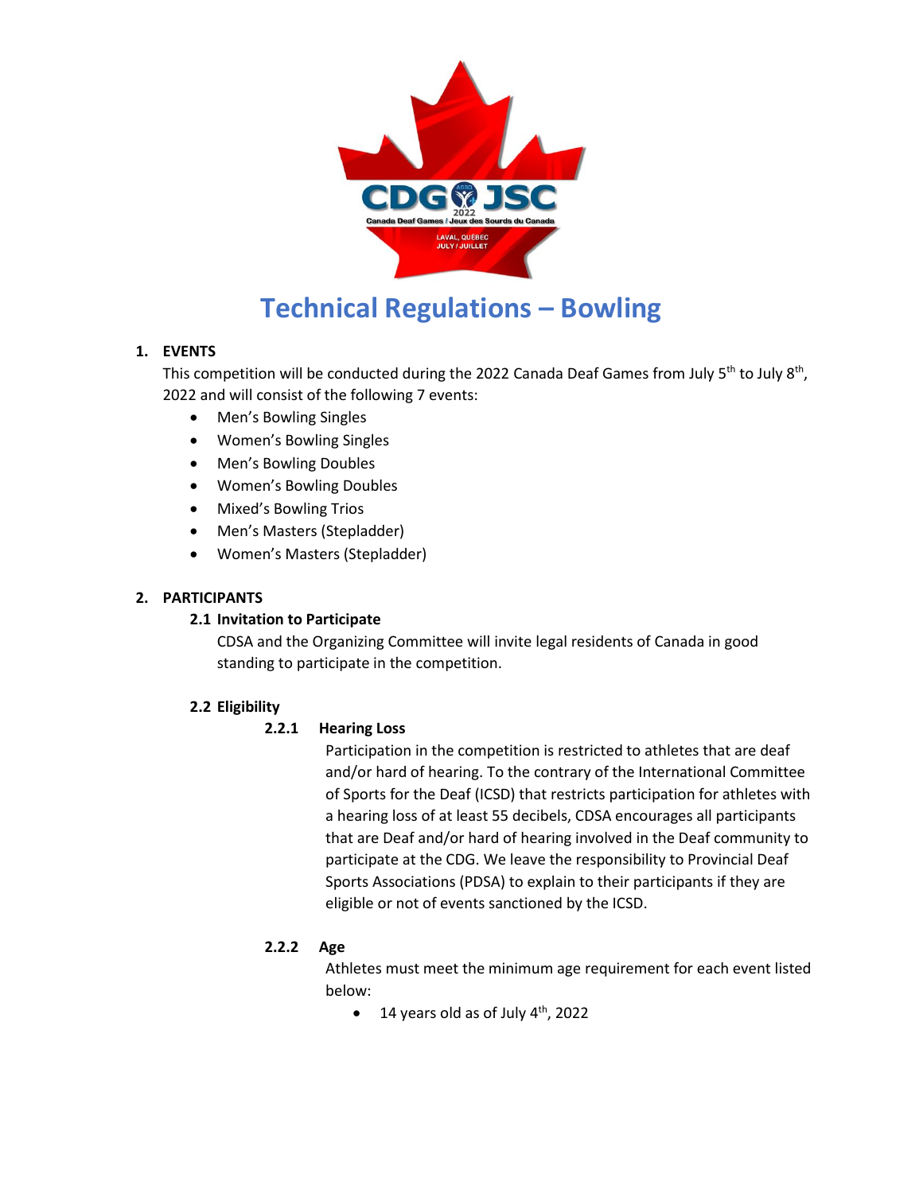# Technical Regulations – Bowling

## 1. EVENTS

This competition will be conducted during the 2022 Canada Deaf Games from July 5th to July 8th, 2022 and will consist of the following 7 events:

- Men's Bowling Singles
- Women's Bowling Singles
- Men's Bowling Doubles
- Women's Bowling Doubles
- Mixed's Bowling Trios
- Men's Masters (Stepladder)
- Women's Masters (Stepladder)

## 2. PARTICIPANTS

### 2.1 Invitation to Participate

CDSA and the Organizing Committee will invite legal residents of Canada in good standing to participate in the competition.

### 2.2 Eligibility

#### 2.2.1 Hearing Loss

Participation in the competition is restricted to athletes that are deaf and/or hard of hearing. To the contrary of the International Committee of Sports for the Deaf (ICSD) that restricts participation for athletes with a hearing loss of at least 55 decibels, CDSA encourages all participants that are Deaf and/or hard of hearing involved in the Deaf community to participate at the CDG. We leave the responsibility to Provincial Deaf Sports Associations (PDSA) to explain to their participants if they are eligible or not of events sanctioned by the ICSD.

#### 2.2.2 Age

Athletes must meet the minimum age requirement for each event listed below:

- 14 years old as of July 4th, 2022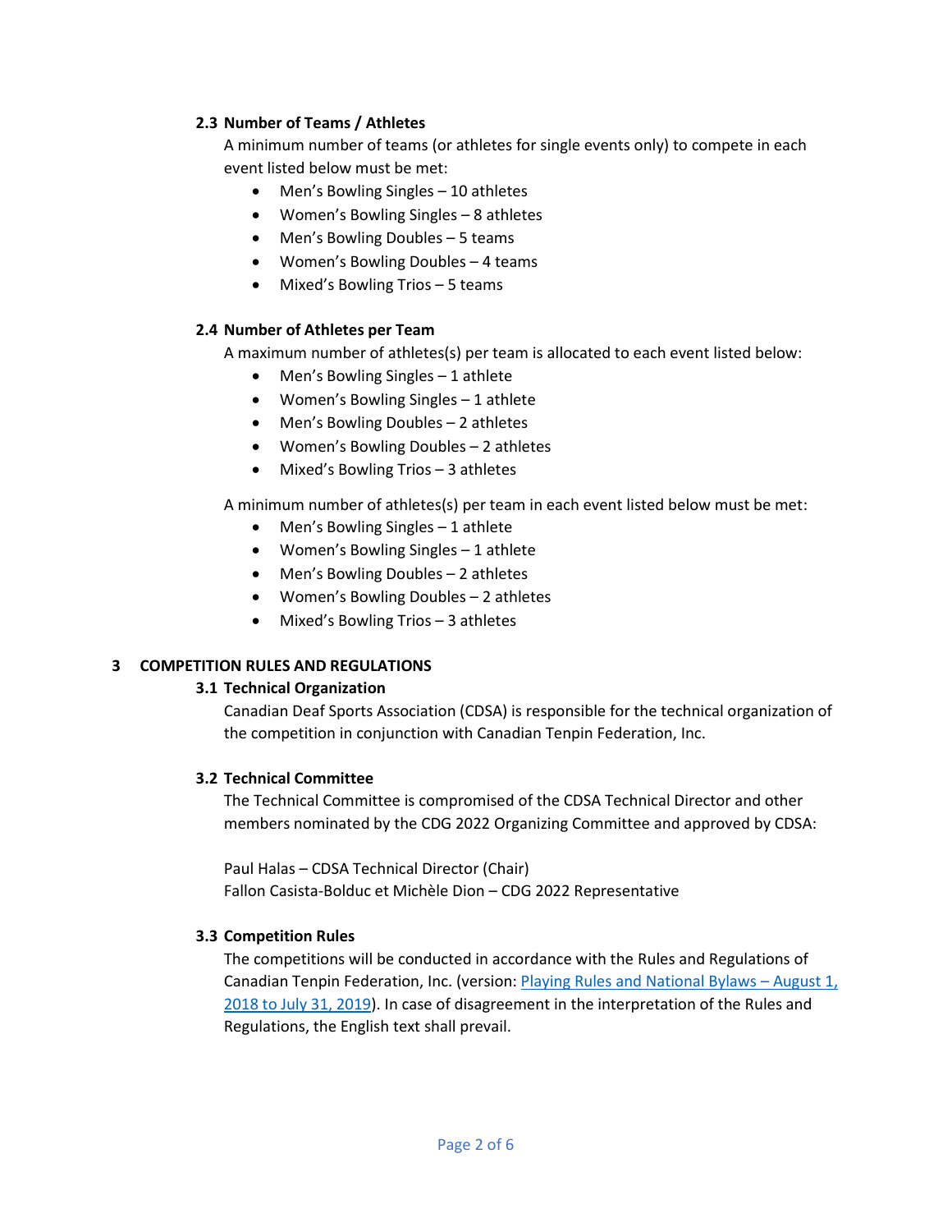### 2.3 Number of Teams / Athletes

A minimum number of teams (or athletes for single events only) to compete in each event listed below must be met:

- Men's Bowling Singles – 10 athletes
- Women's Bowling Singles – 8 athletes
- Men's Bowling Doubles – 5 teams
- Women's Bowling Doubles – 4 teams
- Mixed's Bowling Trios – 5 teams

### 2.4 Number of Athletes per Team

A maximum number of athletes(s) per team is allocated to each event listed below:

- Men's Bowling Singles – 1 athlete
- Women's Bowling Singles – 1 athlete
- Men's Bowling Doubles – 2 athletes
- Women's Bowling Doubles – 2 athletes
- Mixed's Bowling Trios – 3 athletes

A minimum number of athletes(s) per team in each event listed below must be met:

- Men's Bowling Singles – 1 athlete
- Women's Bowling Singles – 1 athlete
- Men's Bowling Doubles – 2 athletes
- Women's Bowling Doubles – 2 athletes
- Mixed's Bowling Trios – 3 athletes

## 3 COMPETITION RULES AND REGULATIONS

### 3.1 Technical Organization

Canadian Deaf Sports Association (CDSA) is responsible for the technical organization of the competition in conjunction with Canadian Tenpin Federation, Inc.

### 3.2 Technical Committee

The Technical Committee is compromised of the CDSA Technical Director and other members nominated by the CDG 2022 Organizing Committee and approved by CDSA:

Paul Halas – CDSA Technical Director (Chair)
Fallon Casista-Bolduc et Michèle Dion – CDG 2022 Representative

### 3.3 Competition Rules

The competitions will be conducted in accordance with the Rules and Regulations of Canadian Tenpin Federation, Inc. (version: Playing Rules and National Bylaws – August 1, 2018 to July 31, 2019). In case of disagreement in the interpretation of the Rules and Regulations, the English text shall prevail.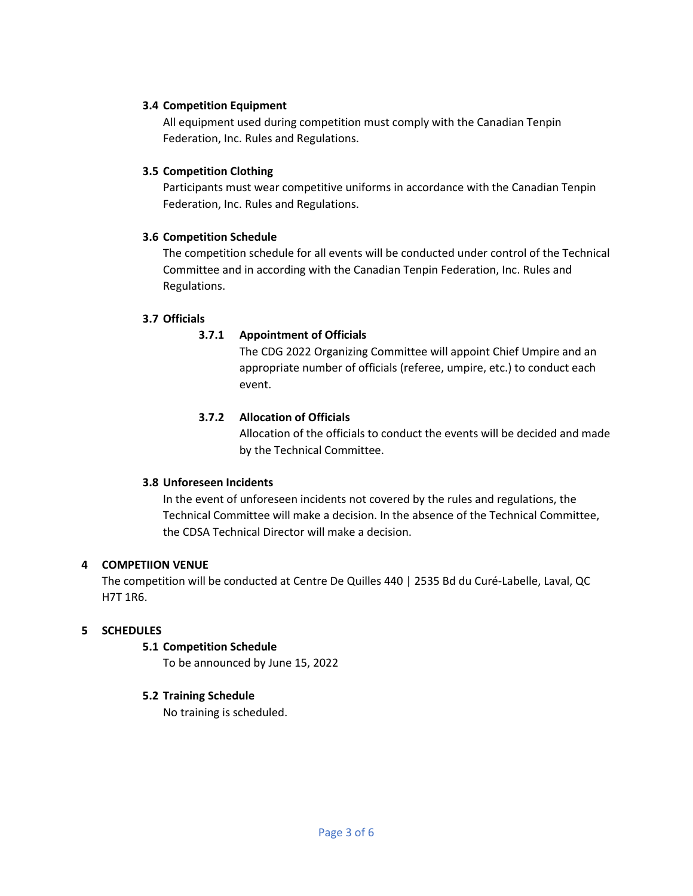### 3.4 Competition Equipment

All equipment used during competition must comply with the Canadian Tenpin Federation, Inc. Rules and Regulations.

### 3.5 Competition Clothing

Participants must wear competitive uniforms in accordance with the Canadian Tenpin Federation, Inc. Rules and Regulations.

### 3.6 Competition Schedule

The competition schedule for all events will be conducted under control of the Technical Committee and in according with the Canadian Tenpin Federation, Inc. Rules and Regulations.

### 3.7 Officials

#### 3.7.1 Appointment of Officials

The CDG 2022 Organizing Committee will appoint Chief Umpire and an appropriate number of officials (referee, umpire, etc.) to conduct each event.

#### 3.7.2 Allocation of Officials

Allocation of the officials to conduct the events will be decided and made by the Technical Committee.

### 3.8 Unforeseen Incidents

In the event of unforeseen incidents not covered by the rules and regulations, the Technical Committee will make a decision. In the absence of the Technical Committee, the CDSA Technical Director will make a decision.

## 4 COMPETIION VENUE

The competition will be conducted at Centre De Quilles 440 | 2535 Bd du Curé-Labelle, Laval, QC H7T 1R6.

## 5 SCHEDULES

### 5.1 Competition Schedule

To be announced by June 15, 2022

### 5.2 Training Schedule

No training is scheduled.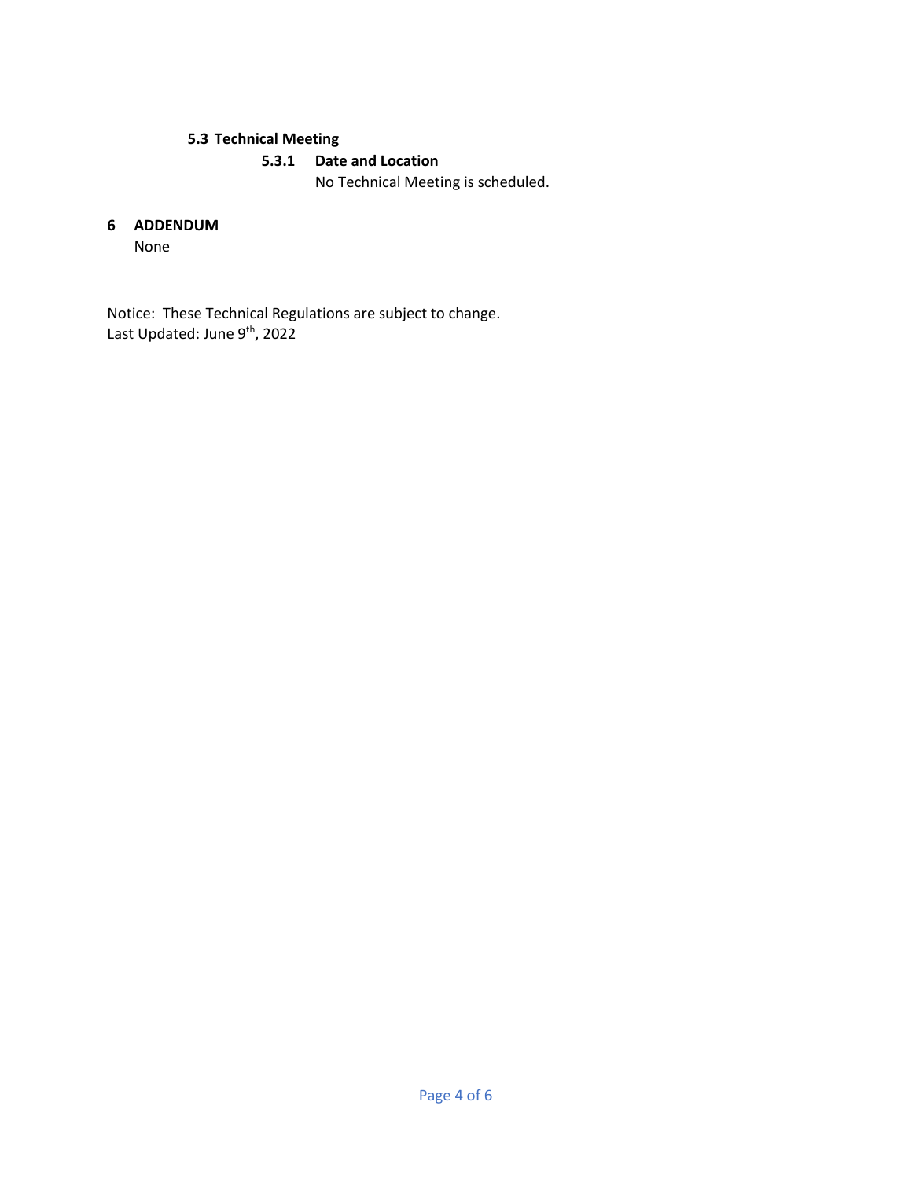### 5.3 Technical Meeting

#### 5.3.1 Date and Location

No Technical Meeting is scheduled.

## 6 ADDENDUM

None

Notice: These Technical Regulations are subject to change.
Last Updated: June 9th, 2022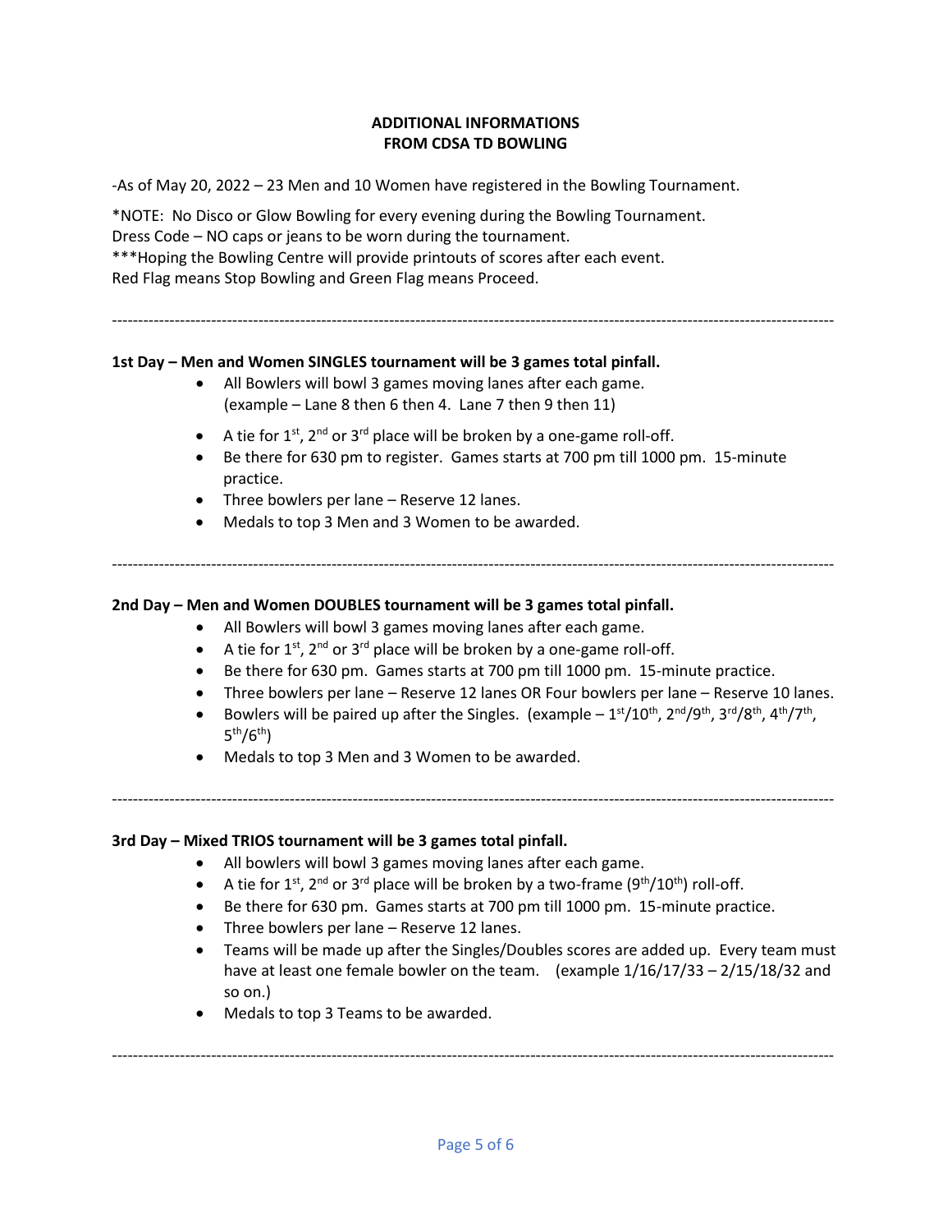**ADDITIONAL INFORMATIONS**
**FROM CDSA TD BOWLING**

-As of May 20, 2022 – 23 Men and 10 Women have registered in the Bowling Tournament.

*NOTE: No Disco or Glow Bowling for every evening during the Bowling Tournament.
Dress Code – NO caps or jeans to be worn during the tournament.
***Hoping the Bowling Centre will provide printouts of scores after each event.
Red Flag means Stop Bowling and Green Flag means Proceed.

---

**1st Day – Men and Women SINGLES tournament will be 3 games total pinfall.**

- All Bowlers will bowl 3 games moving lanes after each game.
  (example – Lane 8 then 6 then 4. Lane 7 then 9 then 11)
- A tie for 1st, 2nd or 3rd place will be broken by a one-game roll-off.
- Be there for 630 pm to register. Games starts at 700 pm till 1000 pm. 15-minute practice.
- Three bowlers per lane – Reserve 12 lanes.
- Medals to top 3 Men and 3 Women to be awarded.

---

**2nd Day – Men and Women DOUBLES tournament will be 3 games total pinfall.**

- All Bowlers will bowl 3 games moving lanes after each game.
- A tie for 1st, 2nd or 3rd place will be broken by a one-game roll-off.
- Be there for 630 pm. Games starts at 700 pm till 1000 pm. 15-minute practice.
- Three bowlers per lane – Reserve 12 lanes OR Four bowlers per lane – Reserve 10 lanes.
- Bowlers will be paired up after the Singles. (example – 1st/10th, 2nd/9th, 3rd/8th, 4th/7th, 5th/6th)
- Medals to top 3 Men and 3 Women to be awarded.

---

**3rd Day – Mixed TRIOS tournament will be 3 games total pinfall.**

- All bowlers will bowl 3 games moving lanes after each game.
- A tie for 1st, 2nd or 3rd place will be broken by a two-frame (9th/10th) roll-off.
- Be there for 630 pm. Games starts at 700 pm till 1000 pm. 15-minute practice.
- Three bowlers per lane – Reserve 12 lanes.
- Teams will be made up after the Singles/Doubles scores are added up. Every team must have at least one female bowler on the team. (example 1/16/17/33 – 2/15/18/32 and so on.)
- Medals to top 3 Teams to be awarded.

---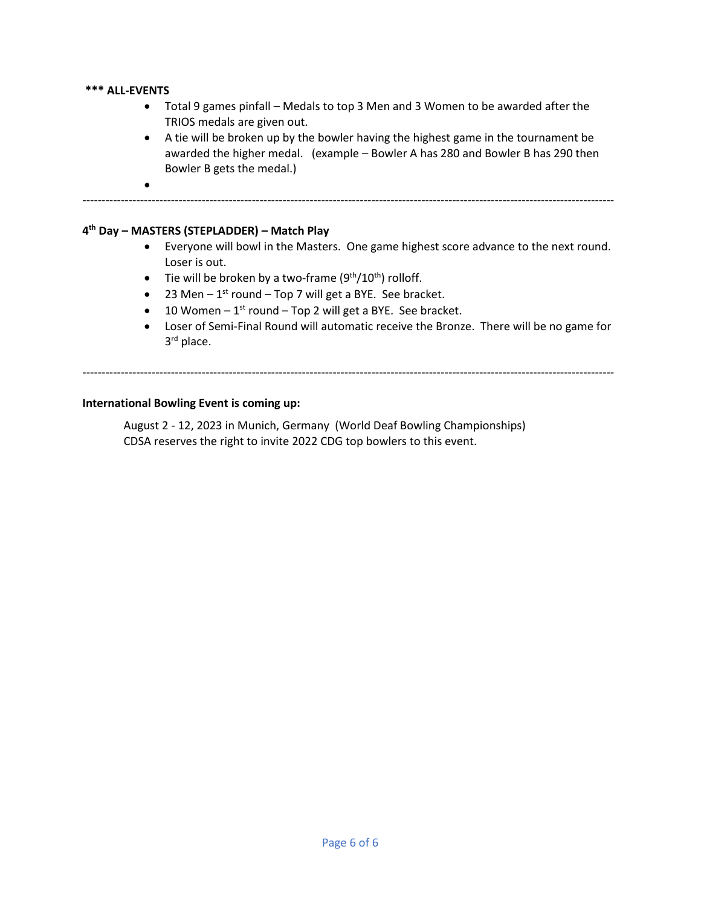**\*\*\* ALL-EVENTS**

- Total 9 games pinfall – Medals to top 3 Men and 3 Women to be awarded after the TRIOS medals are given out.
- A tie will be broken up by the bowler having the highest game in the tournament be awarded the higher medal. (example – Bowler A has 280 and Bowler B has 290 then Bowler B gets the medal.)

---

**4th Day – MASTERS (STEPLADDER) – Match Play**

- Everyone will bowl in the Masters. One game highest score advance to the next round. Loser is out.
- Tie will be broken by a two-frame (9th/10th) rolloff.
- 23 Men – 1st round – Top 7 will get a BYE. See bracket.
- 10 Women – 1st round – Top 2 will get a BYE. See bracket.
- Loser of Semi-Final Round will automatic receive the Bronze. There will be no game for 3rd place.

---

**International Bowling Event is coming up:**

August 2 - 12, 2023 in Munich, Germany (World Deaf Bowling Championships)
CDSA reserves the right to invite 2022 CDG top bowlers to this event.